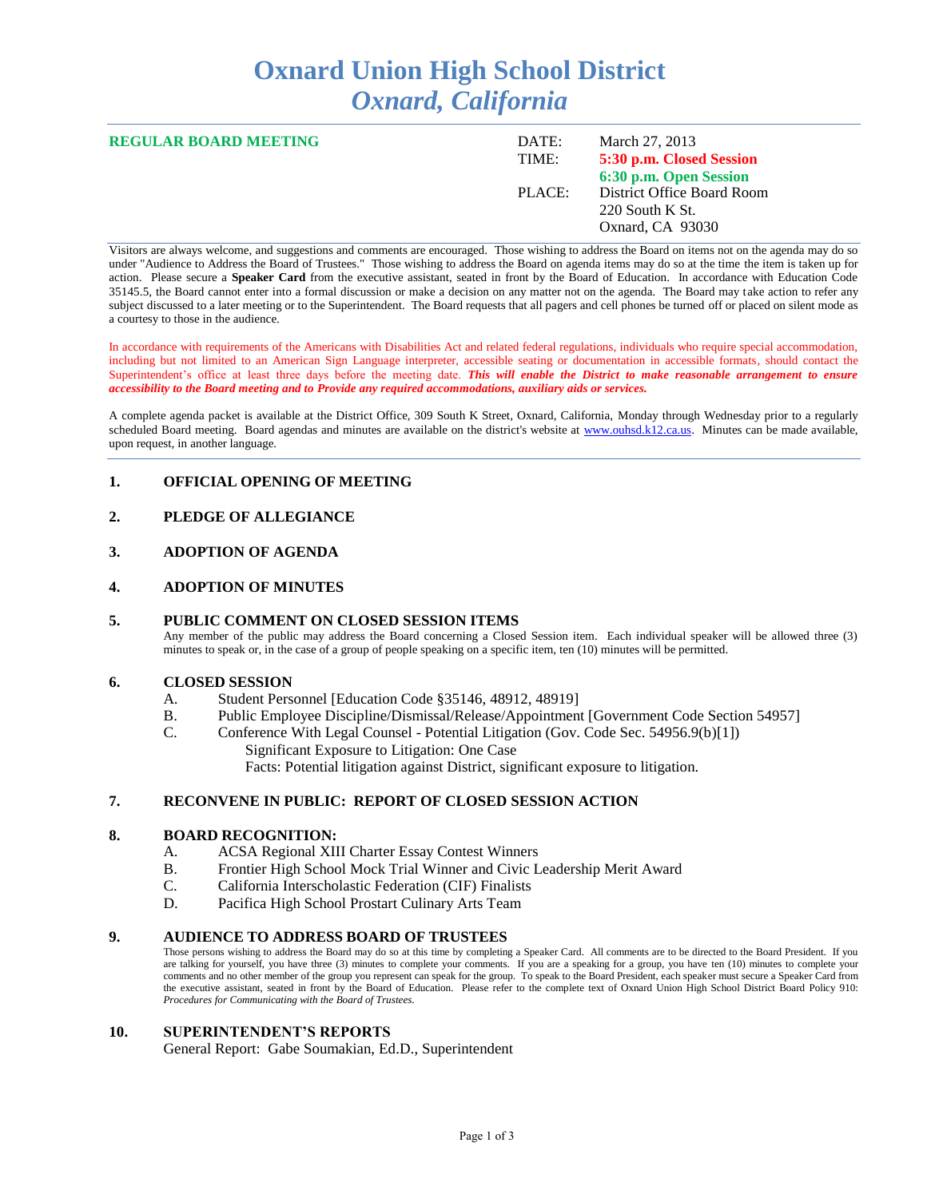# Oxnard Union High School District
## *Oxnard, California*

**REGULAR BOARD MEETING**

| | |
|---|---|
| DATE: | March 27, 2013 |
| TIME: | **5:30 p.m. Closed Session** |
| | **6:30 p.m. Open Session** |
| PLACE: | District Office Board Room |
| | 220 South K St. |
| | Oxnard, CA 93030 |

Visitors are always welcome, and suggestions and comments are encouraged. Those wishing to address the Board on items not on the agenda may do so under "Audience to Address the Board of Trustees." Those wishing to address the Board on agenda items may do so at the time the item is taken up for action. Please secure a **Speaker Card** from the executive assistant, seated in front by the Board of Education. In accordance with Education Code 35145.5, the Board cannot enter into a formal discussion or make a decision on any matter not on the agenda. The Board may take action to refer any subject discussed to a later meeting or to the Superintendent. The Board requests that all pagers and cell phones be turned off or placed on silent mode as a courtesy to those in the audience.

In accordance with requirements of the Americans with Disabilities Act and related federal regulations, individuals who require special accommodation, including but not limited to an American Sign Language interpreter, accessible seating or documentation in accessible formats, should contact the Superintendent's office at least three days before the meeting date. ***This will enable the District to make reasonable arrangement to ensure accessibility to the Board meeting and to Provide any required accommodations, auxiliary aids or services.***

A complete agenda packet is available at the District Office, 309 South K Street, Oxnard, California, Monday through Wednesday prior to a regularly scheduled Board meeting. Board agendas and minutes are available on the district's website at www.ouhsd.k12.ca.us. Minutes can be made available, upon request, in another language.

### 1. OFFICIAL OPENING OF MEETING

### 2. PLEDGE OF ALLEGIANCE

### 3. ADOPTION OF AGENDA

### 4. ADOPTION OF MINUTES

### 5. PUBLIC COMMENT ON CLOSED SESSION ITEMS

Any member of the public may address the Board concerning a Closed Session item. Each individual speaker will be allowed three (3) minutes to speak or, in the case of a group of people speaking on a specific item, ten (10) minutes will be permitted.

### 6. CLOSED SESSION

A. Student Personnel [Education Code §35146, 48912, 48919]

B. Public Employee Discipline/Dismissal/Release/Appointment [Government Code Section 54957]

C. Conference With Legal Counsel - Potential Litigation (Gov. Code Sec. 54956.9(b)[1])
   Significant Exposure to Litigation: One Case
   Facts: Potential litigation against District, significant exposure to litigation.

### 7. RECONVENE IN PUBLIC: REPORT OF CLOSED SESSION ACTION

### 8. BOARD RECOGNITION:

A. ACSA Regional XIII Charter Essay Contest Winners

B. Frontier High School Mock Trial Winner and Civic Leadership Merit Award

C. California Interscholastic Federation (CIF) Finalists

D. Pacifica High School Prostart Culinary Arts Team

### 9. AUDIENCE TO ADDRESS BOARD OF TRUSTEES

Those persons wishing to address the Board may do so at this time by completing a Speaker Card. All comments are to be directed to the Board President. If you are talking for yourself, you have three (3) minutes to complete your comments. If you are a speaking for a group, you have ten (10) minutes to complete your comments and no other member of the group you represent can speak for the group. To speak to the Board President, each speaker must secure a Speaker Card from the executive assistant, seated in front by the Board of Education. Please refer to the complete text of Oxnard Union High School District Board Policy 910: *Procedures for Communicating with the Board of Trustees.*

### 10. SUPERINTENDENT'S REPORTS

General Report: Gabe Soumakian, Ed.D., Superintendent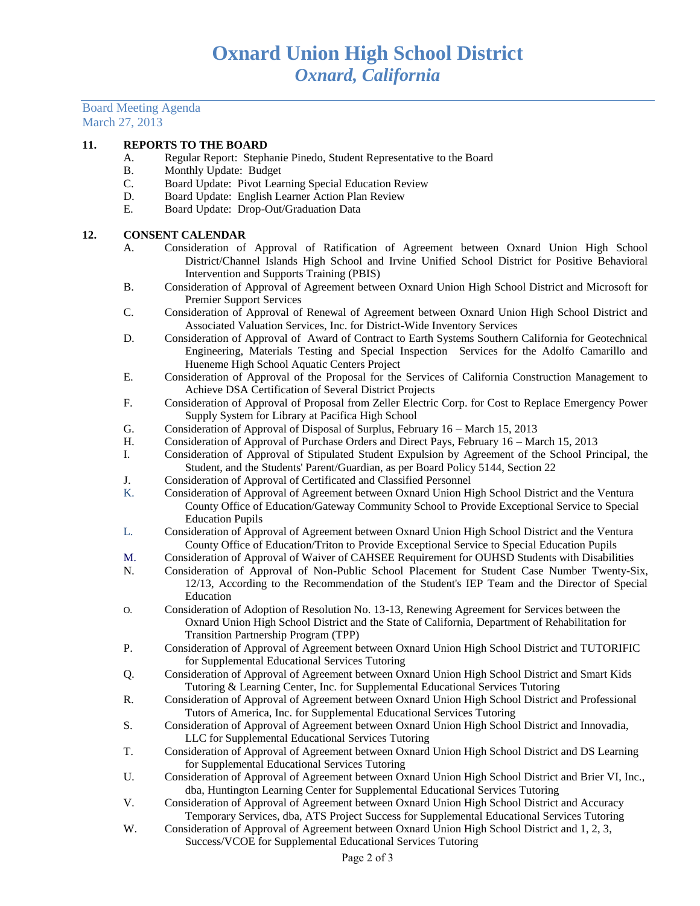# Oxnard Union High School District
## *Oxnard, California*

Board Meeting Agenda
March 27, 2013

**11. REPORTS TO THE BOARD**

A. Regular Report: Stephanie Pinedo, Student Representative to the Board
B. Monthly Update: Budget
C. Board Update: Pivot Learning Special Education Review
D. Board Update: English Learner Action Plan Review
E. Board Update: Drop-Out/Graduation Data

**12. CONSENT CALENDAR**

A. Consideration of Approval of Ratification of Agreement between Oxnard Union High School District/Channel Islands High School and Irvine Unified School District for Positive Behavioral Intervention and Supports Training (PBIS)
B. Consideration of Approval of Agreement between Oxnard Union High School District and Microsoft for Premier Support Services
C. Consideration of Approval of Renewal of Agreement between Oxnard Union High School District and Associated Valuation Services, Inc. for District-Wide Inventory Services
D. Consideration of Approval of Award of Contract to Earth Systems Southern California for Geotechnical Engineering, Materials Testing and Special Inspection Services for the Adolfo Camarillo and Hueneme High School Aquatic Centers Project
E. Consideration of Approval of the Proposal for the Services of California Construction Management to Achieve DSA Certification of Several District Projects
F. Consideration of Approval of Proposal from Zeller Electric Corp. for Cost to Replace Emergency Power Supply System for Library at Pacifica High School
G. Consideration of Approval of Disposal of Surplus, February 16 – March 15, 2013
H. Consideration of Approval of Purchase Orders and Direct Pays, February 16 – March 15, 2013
I. Consideration of Approval of Stipulated Student Expulsion by Agreement of the School Principal, the Student, and the Students' Parent/Guardian, as per Board Policy 5144, Section 22
J. Consideration of Approval of Certificated and Classified Personnel
K. Consideration of Approval of Agreement between Oxnard Union High School District and the Ventura County Office of Education/Gateway Community School to Provide Exceptional Service to Special Education Pupils
L. Consideration of Approval of Agreement between Oxnard Union High School District and the Ventura County Office of Education/Triton to Provide Exceptional Service to Special Education Pupils
M. Consideration of Approval of Waiver of CAHSEE Requirement for OUHSD Students with Disabilities
N. Consideration of Approval of Non-Public School Placement for Student Case Number Twenty-Six, 12/13, According to the Recommendation of the Student's IEP Team and the Director of Special Education
O. Consideration of Adoption of Resolution No. 13-13, Renewing Agreement for Services between the Oxnard Union High School District and the State of California, Department of Rehabilitation for Transition Partnership Program (TPP)
P. Consideration of Approval of Agreement between Oxnard Union High School District and TUTORIFIC for Supplemental Educational Services Tutoring
Q. Consideration of Approval of Agreement between Oxnard Union High School District and Smart Kids Tutoring & Learning Center, Inc. for Supplemental Educational Services Tutoring
R. Consideration of Approval of Agreement between Oxnard Union High School District and Professional Tutors of America, Inc. for Supplemental Educational Services Tutoring
S. Consideration of Approval of Agreement between Oxnard Union High School District and Innovadia, LLC for Supplemental Educational Services Tutoring
T. Consideration of Approval of Agreement between Oxnard Union High School District and DS Learning for Supplemental Educational Services Tutoring
U. Consideration of Approval of Agreement between Oxnard Union High School District and Brier VI, Inc., dba, Huntington Learning Center for Supplemental Educational Services Tutoring
V. Consideration of Approval of Agreement between Oxnard Union High School District and Accuracy Temporary Services, dba, ATS Project Success for Supplemental Educational Services Tutoring
W. Consideration of Approval of Agreement between Oxnard Union High School District and 1, 2, 3, Success/VCOE for Supplemental Educational Services Tutoring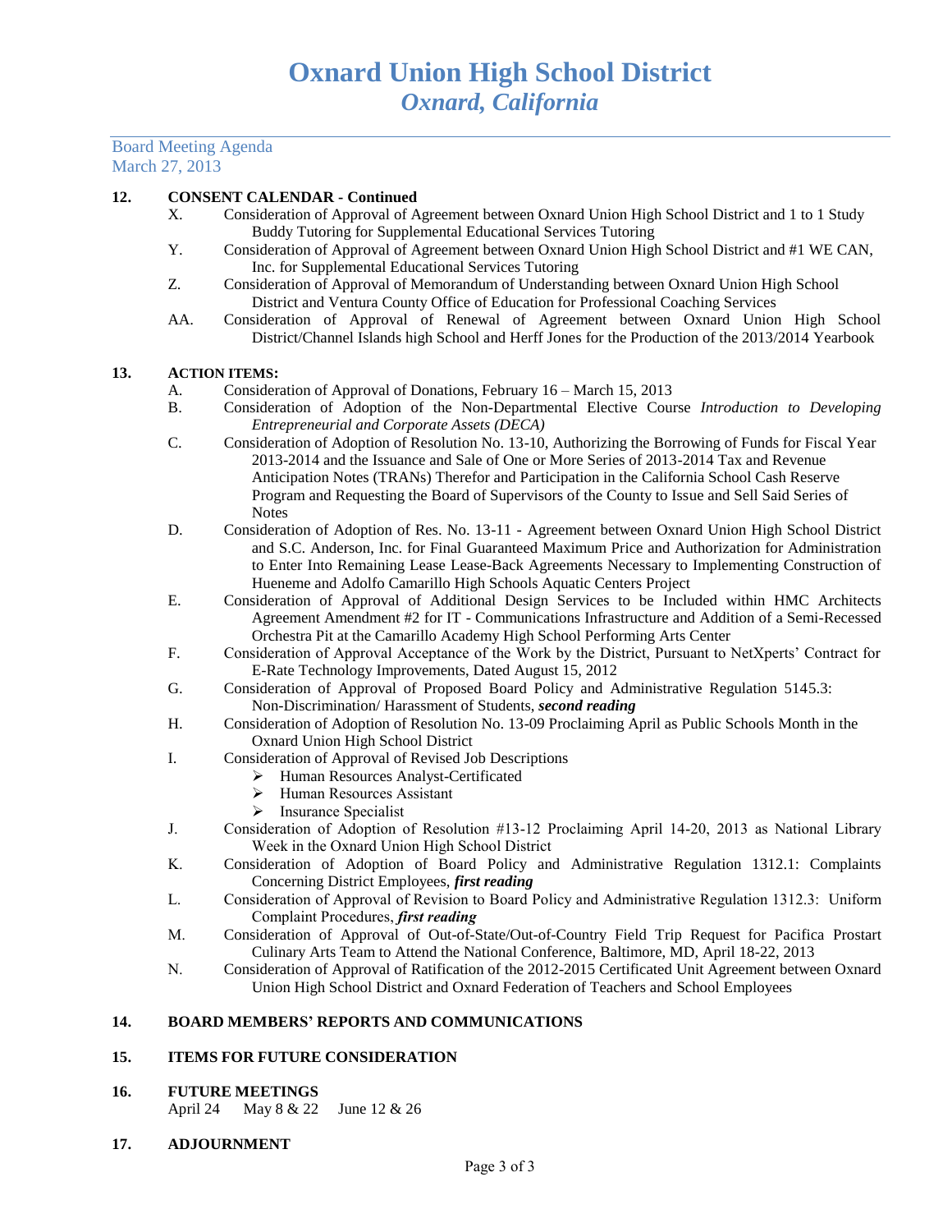# Oxnard Union High School District
## *Oxnard, California*

Board Meeting Agenda
March 27, 2013

**12. CONSENT CALENDAR - Continued**

X. Consideration of Approval of Agreement between Oxnard Union High School District and 1 to 1 Study Buddy Tutoring for Supplemental Educational Services Tutoring

Y. Consideration of Approval of Agreement between Oxnard Union High School District and #1 WE CAN, Inc. for Supplemental Educational Services Tutoring

Z. Consideration of Approval of Memorandum of Understanding between Oxnard Union High School District and Ventura County Office of Education for Professional Coaching Services

AA. Consideration of Approval of Renewal of Agreement between Oxnard Union High School District/Channel Islands high School and Herff Jones for the Production of the 2013/2014 Yearbook

**13. ACTION ITEMS:**

A. Consideration of Approval of Donations, February 16 – March 15, 2013

B. Consideration of Adoption of the Non-Departmental Elective Course *Introduction to Developing Entrepreneurial and Corporate Assets (DECA)*

C. Consideration of Adoption of Resolution No. 13-10, Authorizing the Borrowing of Funds for Fiscal Year 2013-2014 and the Issuance and Sale of One or More Series of 2013-2014 Tax and Revenue Anticipation Notes (TRANs) Therefor and Participation in the California School Cash Reserve Program and Requesting the Board of Supervisors of the County to Issue and Sell Said Series of Notes

D. Consideration of Adoption of Res. No. 13-11 - Agreement between Oxnard Union High School District and S.C. Anderson, Inc. for Final Guaranteed Maximum Price and Authorization for Administration to Enter Into Remaining Lease Lease-Back Agreements Necessary to Implementing Construction of Hueneme and Adolfo Camarillo High Schools Aquatic Centers Project

E. Consideration of Approval of Additional Design Services to be Included within HMC Architects Agreement Amendment #2 for IT - Communications Infrastructure and Addition of a Semi-Recessed Orchestra Pit at the Camarillo Academy High School Performing Arts Center

F. Consideration of Approval Acceptance of the Work by the District, Pursuant to NetXperts' Contract for E-Rate Technology Improvements, Dated August 15, 2012

G. Consideration of Approval of Proposed Board Policy and Administrative Regulation 5145.3: Non-Discrimination/ Harassment of Students, ***second reading***

H. Consideration of Adoption of Resolution No. 13-09 Proclaiming April as Public Schools Month in the Oxnard Union High School District

I. Consideration of Approval of Revised Job Descriptions
- Human Resources Analyst-Certificated
- Human Resources Assistant
- Insurance Specialist

J. Consideration of Adoption of Resolution #13-12 Proclaiming April 14-20, 2013 as National Library Week in the Oxnard Union High School District

K. Consideration of Adoption of Board Policy and Administrative Regulation 1312.1: Complaints Concerning District Employees, ***first reading***

L. Consideration of Approval of Revision to Board Policy and Administrative Regulation 1312.3: Uniform Complaint Procedures, ***first reading***

M. Consideration of Approval of Out-of-State/Out-of-Country Field Trip Request for Pacifica Prostart Culinary Arts Team to Attend the National Conference, Baltimore, MD, April 18-22, 2013

N. Consideration of Approval of Ratification of the 2012-2015 Certificated Unit Agreement between Oxnard Union High School District and Oxnard Federation of Teachers and School Employees

**14. BOARD MEMBERS' REPORTS AND COMMUNICATIONS**

**15. ITEMS FOR FUTURE CONSIDERATION**

**16. FUTURE MEETINGS**

April 24    May 8 & 22    June 12 & 26

**17. ADJOURNMENT**